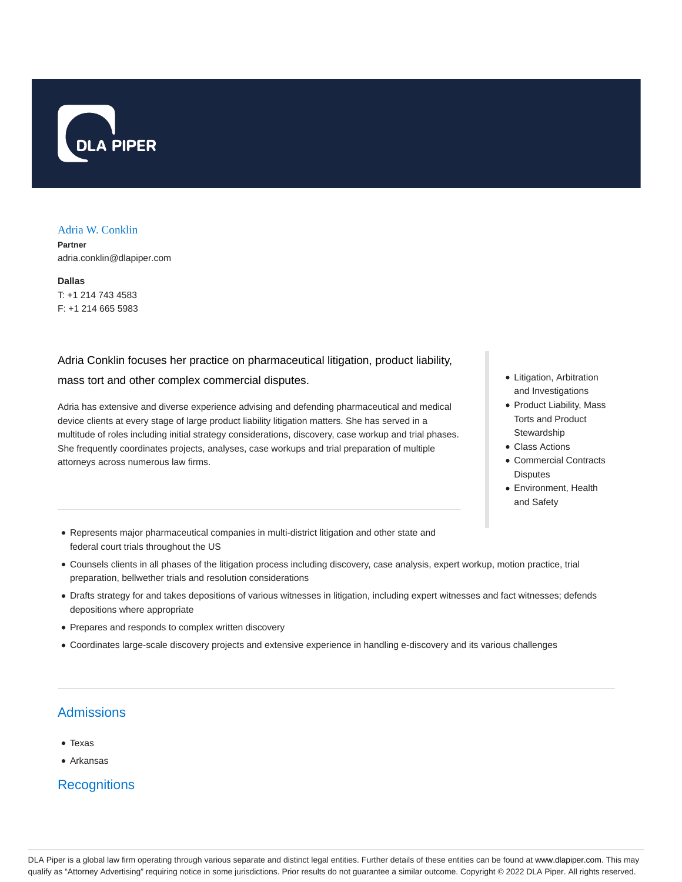DLA PIPER

# Adria W. Conklin

**Partner**

adria.conklin@dlapiper.com

**Dallas**

T: +1 214 743 4583

F: +1 214 665 5983

Adria Conklin focuses her practice on pharmaceutical litigation, product liability, mass tort and other complex commercial disputes.

Adria has extensive and diverse experience advising and defending pharmaceutical and medical device clients at every stage of large product liability litigation matters. She has served in a multitude of roles including initial strategy considerations, discovery, case workup and trial phases. She frequently coordinates projects, analyses, case workups and trial preparation of multiple attorneys across numerous law firms.

- Litigation, Arbitration and Investigations
- Product Liability, Mass Torts and Product Stewardship
- Class Actions
- Commercial Contracts Disputes
- Environment, Health and Safety

---

- Represents major pharmaceutical companies in multi-district litigation and other state and federal court trials throughout the US
- Counsels clients in all phases of the litigation process including discovery, case analysis, expert workup, motion practice, trial preparation, bellwether trials and resolution considerations
- Drafts strategy for and takes depositions of various witnesses in litigation, including expert witnesses and fact witnesses; defends depositions where appropriate
- Prepares and responds to complex written discovery
- Coordinates large-scale discovery projects and extensive experience in handling e-discovery and its various challenges

---

## Admissions

- Texas
- Arkansas

## Recognitions

DLA Piper is a global law firm operating through various separate and distinct legal entities. Further details of these entities can be found at www.dlapiper.com. This may qualify as "Attorney Advertising" requiring notice in some jurisdictions. Prior results do not guarantee a similar outcome. Copyright © 2022 DLA Piper. All rights reserved.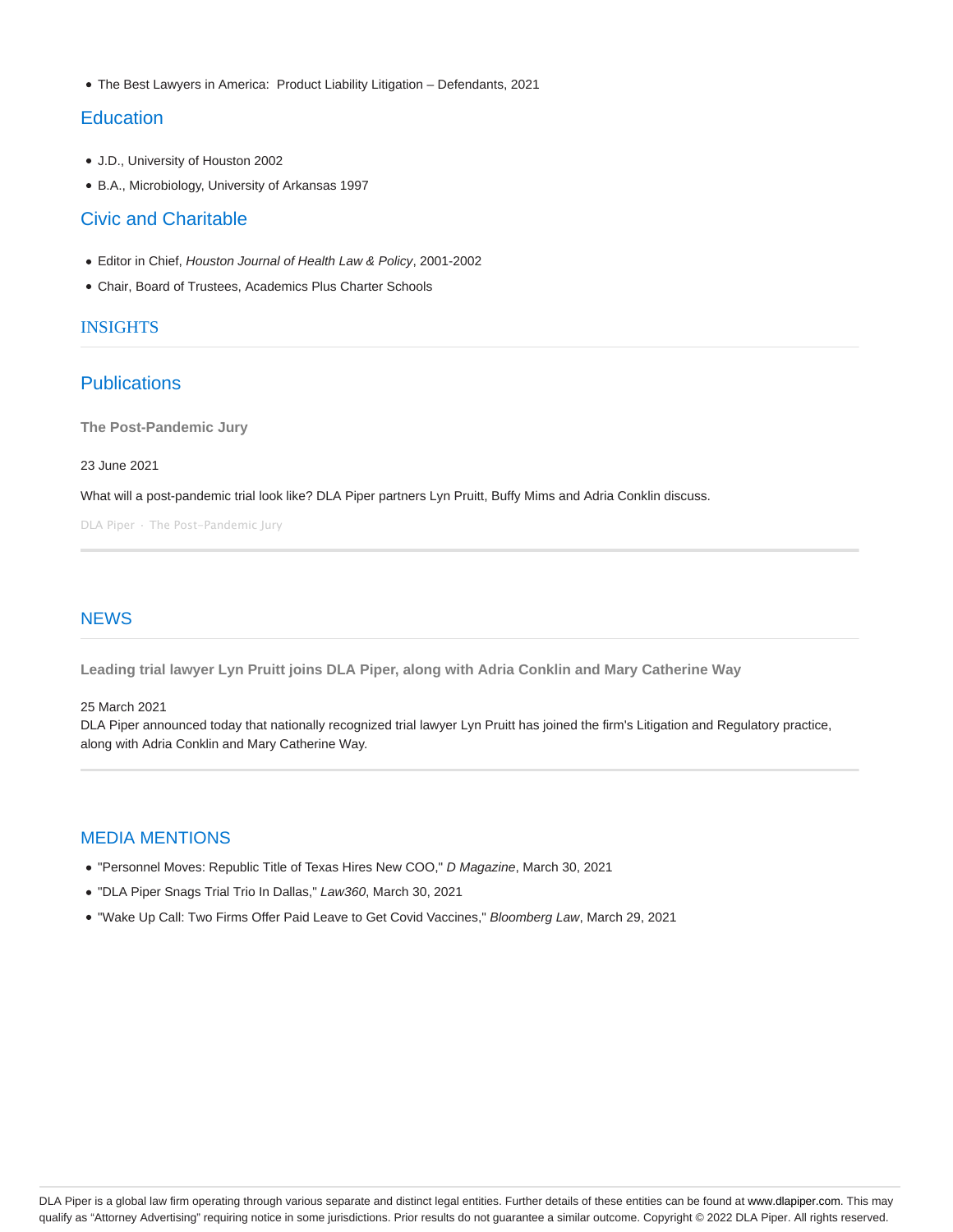- The Best Lawyers in America: Product Liability Litigation – Defendants, 2021

## Education

- J.D., University of Houston 2002
- B.A., Microbiology, University of Arkansas 1997

## Civic and Charitable

- Editor in Chief, *Houston Journal of Health Law & Policy*, 2001-2002
- Chair, Board of Trustees, Academics Plus Charter Schools

## INSIGHTS

## Publications

**The Post-Pandemic Jury**

23 June 2021

What will a post-pandemic trial look like? DLA Piper partners Lyn Pruitt, Buffy Mims and Adria Conklin discuss.

DLA Piper - The Post-Pandemic Jury

## NEWS

**Leading trial lawyer Lyn Pruitt joins DLA Piper, along with Adria Conklin and Mary Catherine Way**

25 March 2021

DLA Piper announced today that nationally recognized trial lawyer Lyn Pruitt has joined the firm's Litigation and Regulatory practice, along with Adria Conklin and Mary Catherine Way.

## MEDIA MENTIONS

- "Personnel Moves: Republic Title of Texas Hires New COO," *D Magazine*, March 30, 2021
- "DLA Piper Snags Trial Trio In Dallas," *Law360*, March 30, 2021
- "Wake Up Call: Two Firms Offer Paid Leave to Get Covid Vaccines," *Bloomberg Law*, March 29, 2021

DLA Piper is a global law firm operating through various separate and distinct legal entities. Further details of these entities can be found at www.dlapiper.com. This may qualify as "Attorney Advertising" requiring notice in some jurisdictions. Prior results do not guarantee a similar outcome. Copyright © 2022 DLA Piper. All rights reserved.